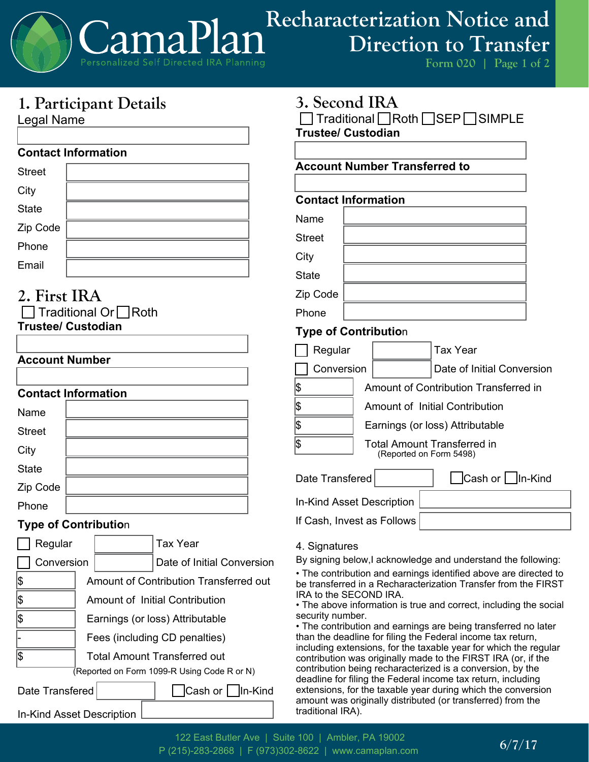# CamaPlan

Personalized Self Directed IRA Planning

# Recharacterization Notice and Direction to Transfer

Form 020

## 1. Participant Details

Legal Name

**Contact Information**

Street

City

State

Zip Code

Phone

Email

## 2. First IRA

☐ Traditional Or ☐ Roth

**Trustee/ Custodian**

**Account Number**

**Contact Information**

Name

Street

City

State

Zip Code

Phone

**Type of Contribution**

☐ Regular ______ Tax Year

☐ Conversion ______ Date of Initial Conversion

$ ______ Amount of Contribution Transferred out

$ ______ Amount of Initial Contribution

$ ______ Earnings (or loss) Attributable

- ______ Fees (including CD penalties)

$ ______ Total Amount Transferred out
(Reported on Form 1099-R Using Code R or N)

Date Transfered ______ ☐ Cash or ☐ In-Kind

In-Kind Asset Description

## 3. Second IRA

☐ Traditional ☐ Roth ☐ SEP ☐ SIMPLE

**Trustee/ Custodian**

**Account Number Transferred to**

**Contact Information**

Name

Street

City

State

Zip Code

Phone

**Type of Contribution**

☐ Regular ______ Tax Year

☐ Conversion ______ Date of Initial Conversion

$ ______ Amount of Contribution Transferred in

$ ______ Amount of Initial Contribution

$ ______ Earnings (or loss) Attributable

$ ______ Total Amount Transferred in
(Reported on Form 5498)

Date Transfered ______ ☐ Cash or ☐ In-Kind

In-Kind Asset Description

If Cash, Invest as Follows

## 4. Signatures

By signing below,I acknowledge and understand the following:

- The contribution and earnings identified above are directed to be transferred in a Recharacterization Transfer from the FIRST IRA to the SECOND IRA.
- The above information is true and correct, including the social security number.
- The contribution and earnings are being transferred no later than the deadline for filing the Federal income tax return, including extensions, for the taxable year for which the regular contribution was originally made to the FIRST IRA (or, if the contribution being recharacterized is a conversion, by the deadline for filing the Federal income tax return, including extensions, for the taxable year during which the conversion amount was originally distributed (or transferred) from the traditional IRA).

122 East Butler Ave | Suite 100 | Ambler, PA 19002
P (215)-283-2868 | F (973)302-8622 | www.camaplan.com

6/7/17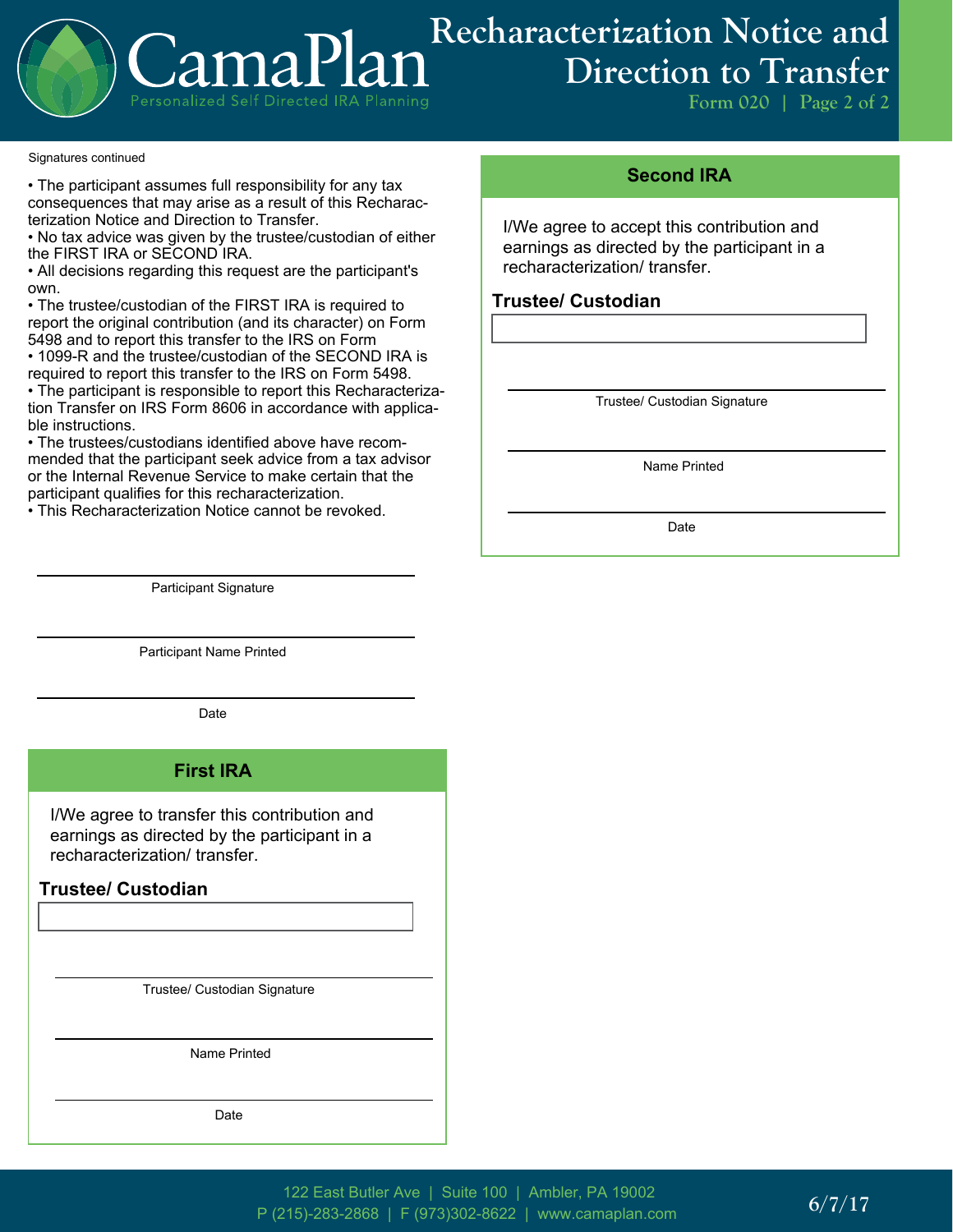Signatures continued

- The participant assumes full responsibility for any tax consequences that may arise as a result of this Recharacterization Notice and Direction to Transfer.
- No tax advice was given by the trustee/custodian of either the FIRST IRA or SECOND IRA.
- All decisions regarding this request are the participant's own.
- The trustee/custodian of the FIRST IRA is required to report the original contribution (and its character) on Form 5498 and to report this transfer to the IRS on Form
- 1099-R and the trustee/custodian of the SECOND IRA is required to report this transfer to the IRS on Form 5498.
- The participant is responsible to report this Recharacterization Transfer on IRS Form 8606 in accordance with applicable instructions.
- The trustees/custodians identified above have recommended that the participant seek advice from a tax advisor or the Internal Revenue Service to make certain that the participant qualifies for this recharacterization.
- This Recharacterization Notice cannot be revoked.

Participant Signature

Participant Name Printed

Date

## First IRA

I/We agree to transfer this contribution and earnings as directed by the participant in a recharacterization/ transfer.

**Trustee/ Custodian**

Trustee/ Custodian Signature

Name Printed

Date

## Second IRA

I/We agree to accept this contribution and earnings as directed by the participant in a recharacterization/ transfer.

**Trustee/ Custodian**

Trustee/ Custodian Signature

Name Printed

Date

122 East Butler Ave | Suite 100 | Ambler, PA 19002
P (215)-283-2868 | F (973)302-8622 | www.camaplan.com

6/7/17